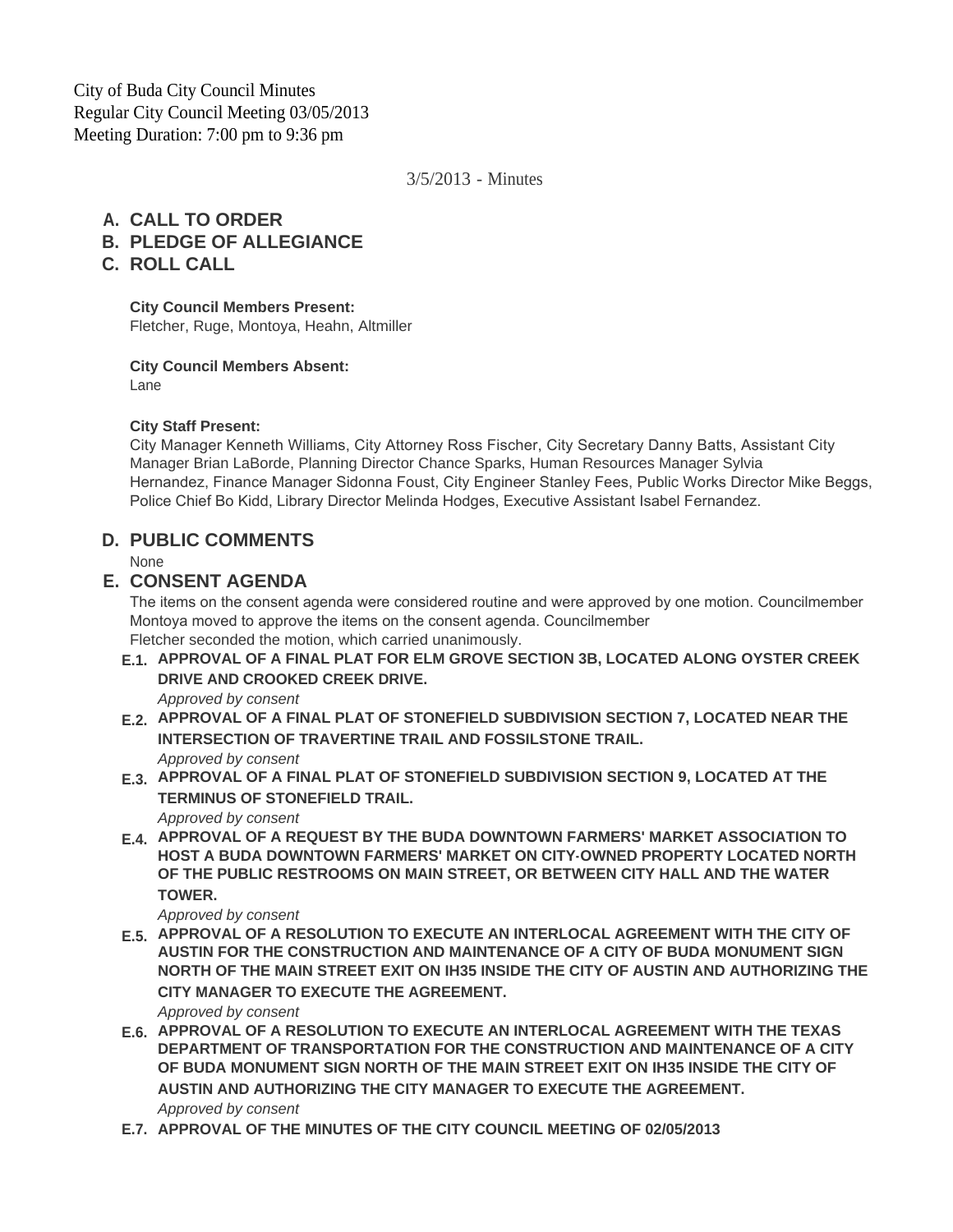City of Buda City Council Minutes
Regular City Council Meeting 03/05/2013
Meeting Duration: 7:00 pm to 9:36 pm

3/5/2013 - Minutes

## A. CALL TO ORDER

## B. PLEDGE OF ALLEGIANCE

## C. ROLL CALL

**City Council Members Present:**
Fletcher, Ruge, Montoya, Heahn, Altmiller

**City Council Members Absent:**
Lane

**City Staff Present:**
City Manager Kenneth Williams, City Attorney Ross Fischer, City Secretary Danny Batts, Assistant City Manager Brian LaBorde, Planning Director Chance Sparks, Human Resources Manager Sylvia Hernandez, Finance Manager Sidonna Foust, City Engineer Stanley Fees, Public Works Director Mike Beggs, Police Chief Bo Kidd, Library Director Melinda Hodges, Executive Assistant Isabel Fernandez.

## D. PUBLIC COMMENTS

None

## E. CONSENT AGENDA

The items on the consent agenda were considered routine and were approved by one motion. Councilmember Montoya moved to approve the items on the consent agenda. Councilmember Fletcher seconded the motion, which carried unanimously.

**E.1. APPROVAL OF A FINAL PLAT FOR ELM GROVE SECTION 3B, LOCATED ALONG OYSTER CREEK DRIVE AND CROOKED CREEK DRIVE.**

*Approved by consent*

**E.2. APPROVAL OF A FINAL PLAT OF STONEFIELD SUBDIVISION SECTION 7, LOCATED NEAR THE INTERSECTION OF TRAVERTINE TRAIL AND FOSSILSTONE TRAIL.**

*Approved by consent*

**E.3. APPROVAL OF A FINAL PLAT OF STONEFIELD SUBDIVISION SECTION 9, LOCATED AT THE TERMINUS OF STONEFIELD TRAIL.**

*Approved by consent*

**E.4. APPROVAL OF A REQUEST BY THE BUDA DOWNTOWN FARMERS' MARKET ASSOCIATION TO HOST A BUDA DOWNTOWN FARMERS' MARKET ON CITY-OWNED PROPERTY LOCATED NORTH OF THE PUBLIC RESTROOMS ON MAIN STREET, OR BETWEEN CITY HALL AND THE WATER TOWER.**

*Approved by consent*

**E.5. APPROVAL OF A RESOLUTION TO EXECUTE AN INTERLOCAL AGREEMENT WITH THE CITY OF AUSTIN FOR THE CONSTRUCTION AND MAINTENANCE OF A CITY OF BUDA MONUMENT SIGN NORTH OF THE MAIN STREET EXIT ON IH35 INSIDE THE CITY OF AUSTIN AND AUTHORIZING THE CITY MANAGER TO EXECUTE THE AGREEMENT.**

*Approved by consent*

**E.6. APPROVAL OF A RESOLUTION TO EXECUTE AN INTERLOCAL AGREEMENT WITH THE TEXAS DEPARTMENT OF TRANSPORTATION FOR THE CONSTRUCTION AND MAINTENANCE OF A CITY OF BUDA MONUMENT SIGN NORTH OF THE MAIN STREET EXIT ON IH35 INSIDE THE CITY OF AUSTIN AND AUTHORIZING THE CITY MANAGER TO EXECUTE THE AGREEMENT.**

*Approved by consent*

**E.7. APPROVAL OF THE MINUTES OF THE CITY COUNCIL MEETING OF 02/05/2013**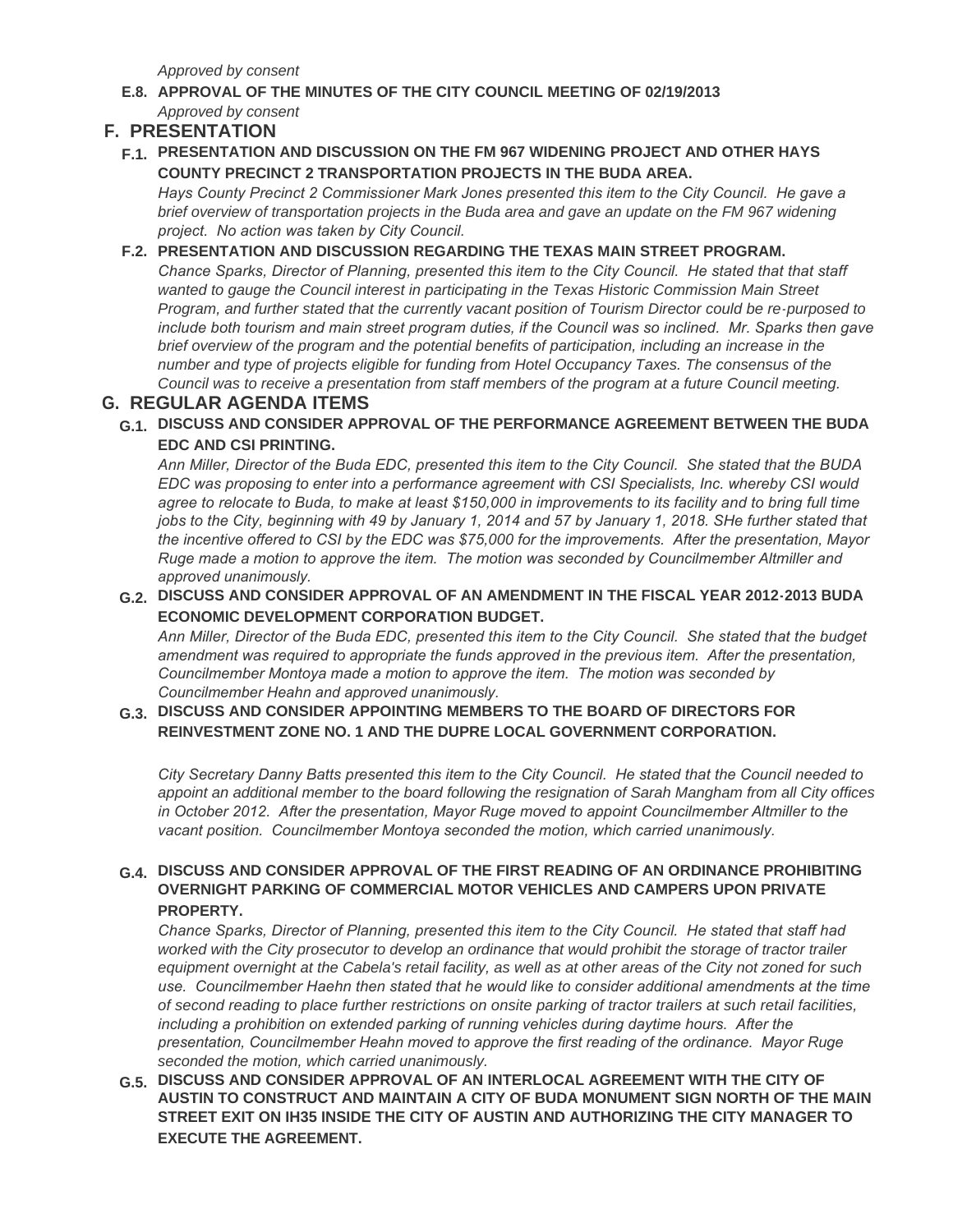*Approved by consent*

**E.8. APPROVAL OF THE MINUTES OF THE CITY COUNCIL MEETING OF 02/19/2013**

*Approved by consent*

## F. PRESENTATION

**F.1. PRESENTATION AND DISCUSSION ON THE FM 967 WIDENING PROJECT AND OTHER HAYS COUNTY PRECINCT 2 TRANSPORTATION PROJECTS IN THE BUDA AREA.**

*Hays County Precinct 2 Commissioner Mark Jones presented this item to the City Council. He gave a brief overview of transportation projects in the Buda area and gave an update on the FM 967 widening project. No action was taken by City Council.*

**F.2. PRESENTATION AND DISCUSSION REGARDING THE TEXAS MAIN STREET PROGRAM.**

*Chance Sparks, Director of Planning, presented this item to the City Council. He stated that that staff wanted to gauge the Council interest in participating in the Texas Historic Commission Main Street Program, and further stated that the currently vacant position of Tourism Director could be re-purposed to include both tourism and main street program duties, if the Council was so inclined. Mr. Sparks then gave brief overview of the program and the potential benefits of participation, including an increase in the number and type of projects eligible for funding from Hotel Occupancy Taxes. The consensus of the Council was to receive a presentation from staff members of the program at a future Council meeting.*

## G. REGULAR AGENDA ITEMS

**G.1. DISCUSS AND CONSIDER APPROVAL OF THE PERFORMANCE AGREEMENT BETWEEN THE BUDA EDC AND CSI PRINTING.**

*Ann Miller, Director of the Buda EDC, presented this item to the City Council. She stated that the BUDA EDC was proposing to enter into a performance agreement with CSI Specialists, Inc. whereby CSI would agree to relocate to Buda, to make at least $150,000 in improvements to its facility and to bring full time jobs to the City, beginning with 49 by January 1, 2014 and 57 by January 1, 2018. SHe further stated that the incentive offered to CSI by the EDC was $75,000 for the improvements. After the presentation, Mayor Ruge made a motion to approve the item. The motion was seconded by Councilmember Altmiller and approved unanimously.*

**G.2. DISCUSS AND CONSIDER APPROVAL OF AN AMENDMENT IN THE FISCAL YEAR 2012-2013 BUDA ECONOMIC DEVELOPMENT CORPORATION BUDGET.**

*Ann Miller, Director of the Buda EDC, presented this item to the City Council. She stated that the budget amendment was required to appropriate the funds approved in the previous item. After the presentation, Councilmember Montoya made a motion to approve the item. The motion was seconded by Councilmember Heahn and approved unanimously.*

**G.3. DISCUSS AND CONSIDER APPOINTING MEMBERS TO THE BOARD OF DIRECTORS FOR REINVESTMENT ZONE NO. 1 AND THE DUPRE LOCAL GOVERNMENT CORPORATION.**

*City Secretary Danny Batts presented this item to the City Council. He stated that the Council needed to appoint an additional member to the board following the resignation of Sarah Mangham from all City offices in October 2012. After the presentation, Mayor Ruge moved to appoint Councilmember Altmiller to the vacant position. Councilmember Montoya seconded the motion, which carried unanimously.*

**G.4. DISCUSS AND CONSIDER APPROVAL OF THE FIRST READING OF AN ORDINANCE PROHIBITING OVERNIGHT PARKING OF COMMERCIAL MOTOR VEHICLES AND CAMPERS UPON PRIVATE PROPERTY.**

*Chance Sparks, Director of Planning, presented this item to the City Council. He stated that staff had worked with the City prosecutor to develop an ordinance that would prohibit the storage of tractor trailer equipment overnight at the Cabela's retail facility, as well as at other areas of the City not zoned for such use. Councilmember Haehn then stated that he would like to consider additional amendments at the time of second reading to place further restrictions on onsite parking of tractor trailers at such retail facilities, including a prohibition on extended parking of running vehicles during daytime hours. After the presentation, Councilmember Heahn moved to approve the first reading of the ordinance. Mayor Ruge seconded the motion, which carried unanimously.*

**G.5. DISCUSS AND CONSIDER APPROVAL OF AN INTERLOCAL AGREEMENT WITH THE CITY OF AUSTIN TO CONSTRUCT AND MAINTAIN A CITY OF BUDA MONUMENT SIGN NORTH OF THE MAIN STREET EXIT ON IH35 INSIDE THE CITY OF AUSTIN AND AUTHORIZING THE CITY MANAGER TO EXECUTE THE AGREEMENT.**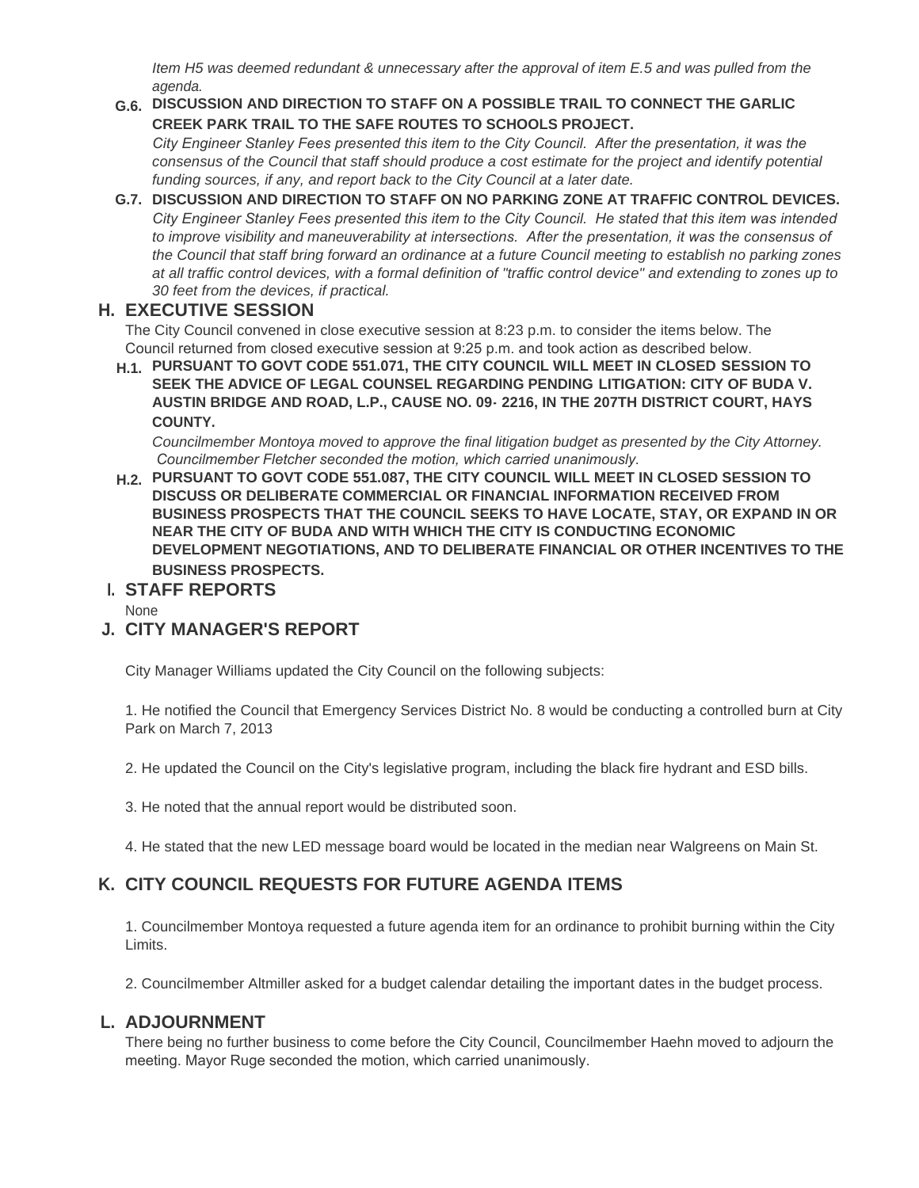*Item H5 was deemed redundant & unnecessary after the approval of item E.5 and was pulled from the agenda.*

**G.6. DISCUSSION AND DIRECTION TO STAFF ON A POSSIBLE TRAIL TO CONNECT THE GARLIC CREEK PARK TRAIL TO THE SAFE ROUTES TO SCHOOLS PROJECT.**

*City Engineer Stanley Fees presented this item to the City Council. After the presentation, it was the consensus of the Council that staff should produce a cost estimate for the project and identify potential funding sources, if any, and report back to the City Council at a later date.*

**G.7. DISCUSSION AND DIRECTION TO STAFF ON NO PARKING ZONE AT TRAFFIC CONTROL DEVICES.**

*City Engineer Stanley Fees presented this item to the City Council. He stated that this item was intended to improve visibility and maneuverability at intersections. After the presentation, it was the consensus of the Council that staff bring forward an ordinance at a future Council meeting to establish no parking zones at all traffic control devices, with a formal definition of "traffic control device" and extending to zones up to 30 feet from the devices, if practical.*

## H. EXECUTIVE SESSION

The City Council convened in close executive session at 8:23 p.m. to consider the items below. The Council returned from closed executive session at 9:25 p.m. and took action as described below.

**H.1. PURSUANT TO GOVT CODE 551.071, THE CITY COUNCIL WILL MEET IN CLOSED SESSION TO SEEK THE ADVICE OF LEGAL COUNSEL REGARDING PENDING LITIGATION: CITY OF BUDA V. AUSTIN BRIDGE AND ROAD, L.P., CAUSE NO. 09- 2216, IN THE 207TH DISTRICT COURT, HAYS COUNTY.**

*Councilmember Montoya moved to approve the final litigation budget as presented by the City Attorney. Councilmember Fletcher seconded the motion, which carried unanimously.*

**H.2. PURSUANT TO GOVT CODE 551.087, THE CITY COUNCIL WILL MEET IN CLOSED SESSION TO DISCUSS OR DELIBERATE COMMERCIAL OR FINANCIAL INFORMATION RECEIVED FROM BUSINESS PROSPECTS THAT THE COUNCIL SEEKS TO HAVE LOCATE, STAY, OR EXPAND IN OR NEAR THE CITY OF BUDA AND WITH WHICH THE CITY IS CONDUCTING ECONOMIC DEVELOPMENT NEGOTIATIONS, AND TO DELIBERATE FINANCIAL OR OTHER INCENTIVES TO THE BUSINESS PROSPECTS.**

## I. STAFF REPORTS

None

## J. CITY MANAGER'S REPORT

City Manager Williams updated the City Council on the following subjects:

1. He notified the Council that Emergency Services District No. 8 would be conducting a controlled burn at City Park on March 7, 2013

2. He updated the Council on the City's legislative program, including the black fire hydrant and ESD bills.

3. He noted that the annual report would be distributed soon.

4. He stated that the new LED message board would be located in the median near Walgreens on Main St.

## K. CITY COUNCIL REQUESTS FOR FUTURE AGENDA ITEMS

1. Councilmember Montoya requested a future agenda item for an ordinance to prohibit burning within the City Limits.

2. Councilmember Altmiller asked for a budget calendar detailing the important dates in the budget process.

## L. ADJOURNMENT

There being no further business to come before the City Council, Councilmember Haehn moved to adjourn the meeting. Mayor Ruge seconded the motion, which carried unanimously.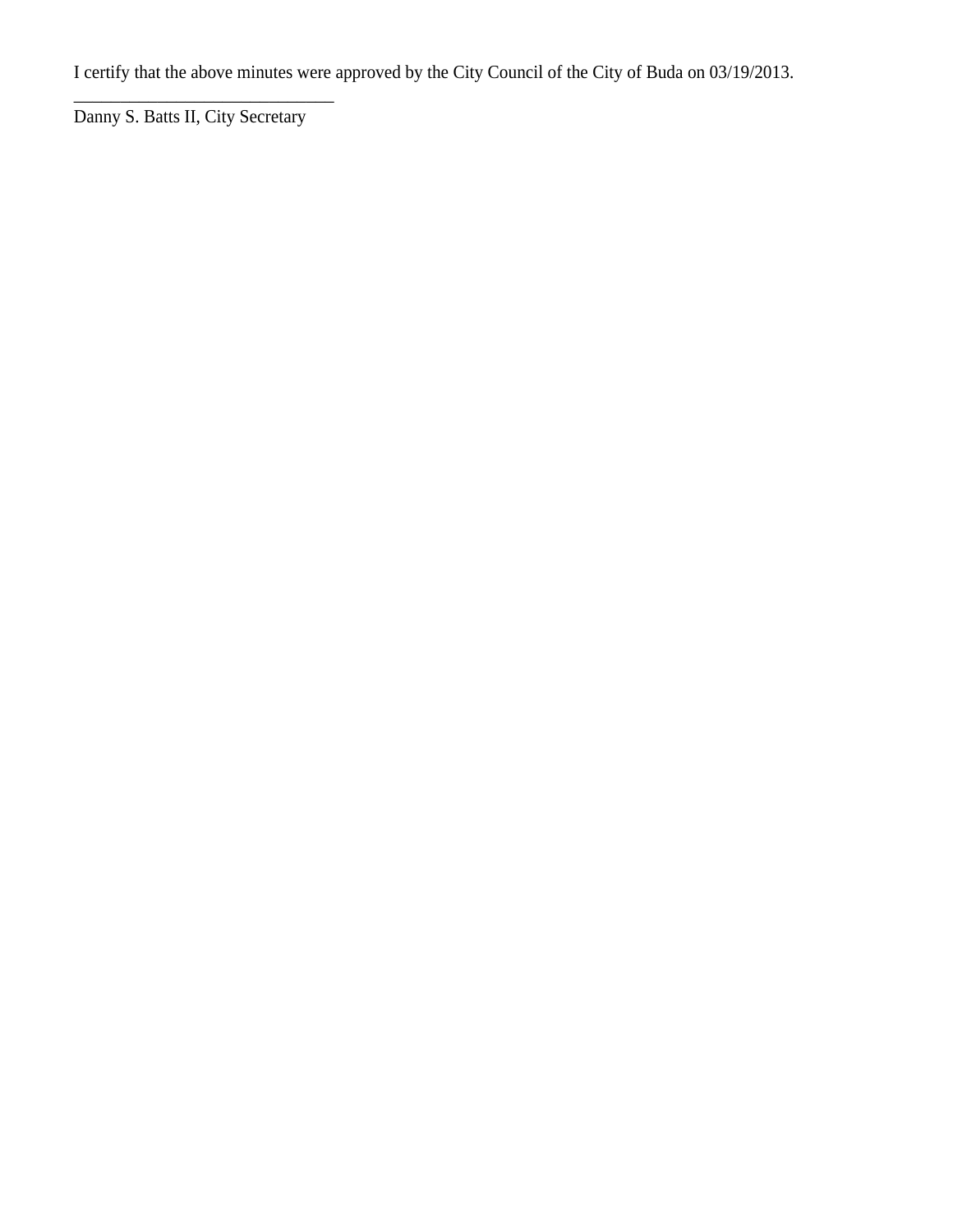I certify that the above minutes were approved by the City Council of the City of Buda on 03/19/2013.

______________________________

Danny S. Batts II, City Secretary